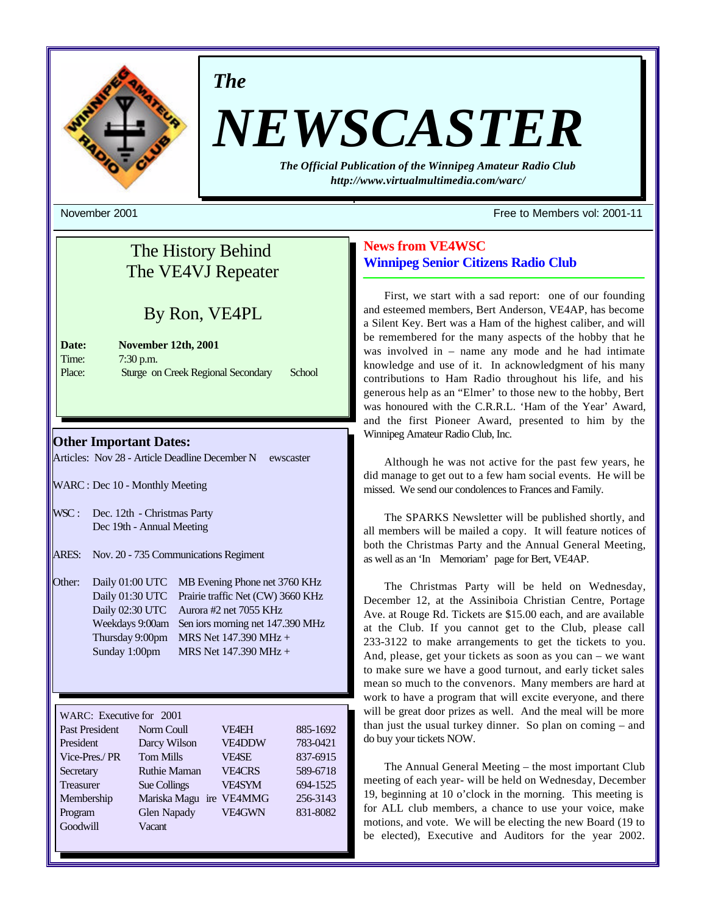# *The* NEWSCASTER

***The Official Publication of the Winnipeg Amateur Radio Club***
***http://www.virtualmultimedia.com/warc/***

November 2001 — Free to Members vol: 2001-11

## The History Behind The VE4VJ Repeater

### By Ron, VE4PL

**Date:** **November 12th, 2001**
Time: 7:30 p.m.
Place: Sturgeon Creek Regional Secondary School

## Other Important Dates:

Articles: Nov 28 - Article Deadline December Newscaster

WARC : Dec 10 - Monthly Meeting

WSC : Dec. 12th - Christmas Party
Dec 19th - Annual Meeting

ARES: Nov. 20 - 735 Communications Regiment

Other:

| | |
|---|---|
| Daily 01:00 UTC | MB Evening Phone net 3760 KHz |
| Daily 01:30 UTC | Prairie traffic Net (CW) 3660 KHz |
| Daily 02:30 UTC | Aurora #2 net 7055 KHz |
| Weekdays 9:00am | Seniors morning net 147.390 MHz |
| Thursday 9:00pm | MRS Net 147.390 MHz + |
| Sunday 1:00pm | MRS Net 147.390 MHz + |

| WARC: Executive for 2001 | | | |
|---|---|---|---|
| Past President | Norm Coull | VE4EH | 885-1692 |
| President | Darcy Wilson | VE4DDW | 783-0421 |
| Vice-Pres./ PR | Tom Mills | VE4SE | 837-6915 |
| Secretary | Ruthie Maman | VE4CRS | 589-6718 |
| Treasurer | Sue Collings | VE4SYM | 694-1525 |
| Membership | Mariska Maguire | VE4MMG | 256-3143 |
| Program | Glen Napady | VE4GWN | 831-8082 |
| Goodwill | Vacant | | |

## News from VE4WSC
## Winnipeg Senior Citizens Radio Club

First, we start with a sad report: one of our founding and esteemed members, Bert Anderson, VE4AP, has become a Silent Key. Bert was a Ham of the highest caliber, and will be remembered for the many aspects of the hobby that he was involved in – name any mode and he had intimate knowledge and use of it. In acknowledgment of his many contributions to Ham Radio throughout his life, and his generous help as an "Elmer" to those new to the hobby, Bert was honoured with the C.R.R.L. 'Ham of the Year' Award, and the first Pioneer Award, presented to him by the Winnipeg Amateur Radio Club, Inc.

Although he was not active for the past few years, he did manage to get out to a few ham social events. He will be missed. We send our condolences to Frances and Family.

The SPARKS Newsletter will be published shortly, and all members will be mailed a copy. It will feature notices of both the Christmas Party and the Annual General Meeting, as well as an 'In Memoriam' page for Bert, VE4AP.

The Christmas Party will be held on Wednesday, December 12, at the Assiniboia Christian Centre, Portage Ave. at Rouge Rd. Tickets are $15.00 each, and are available at the Club. If you cannot get to the Club, please call 233-3122 to make arrangements to get the tickets to you. And, please, get your tickets as soon as you can – we want to make sure we have a good turnout, and early ticket sales mean so much to the convenors. Many members are hard at work to have a program that will excite everyone, and there will be great door prizes as well. And the meal will be more than just the usual turkey dinner. So plan on coming – and do buy your tickets NOW.

The Annual General Meeting – the most important Club meeting of each year- will be held on Wednesday, December 19, beginning at 10 o'clock in the morning. This meeting is for ALL club members, a chance to use your voice, make motions, and vote. We will be electing the new Board (19 to be elected), Executive and Auditors for the year 2002.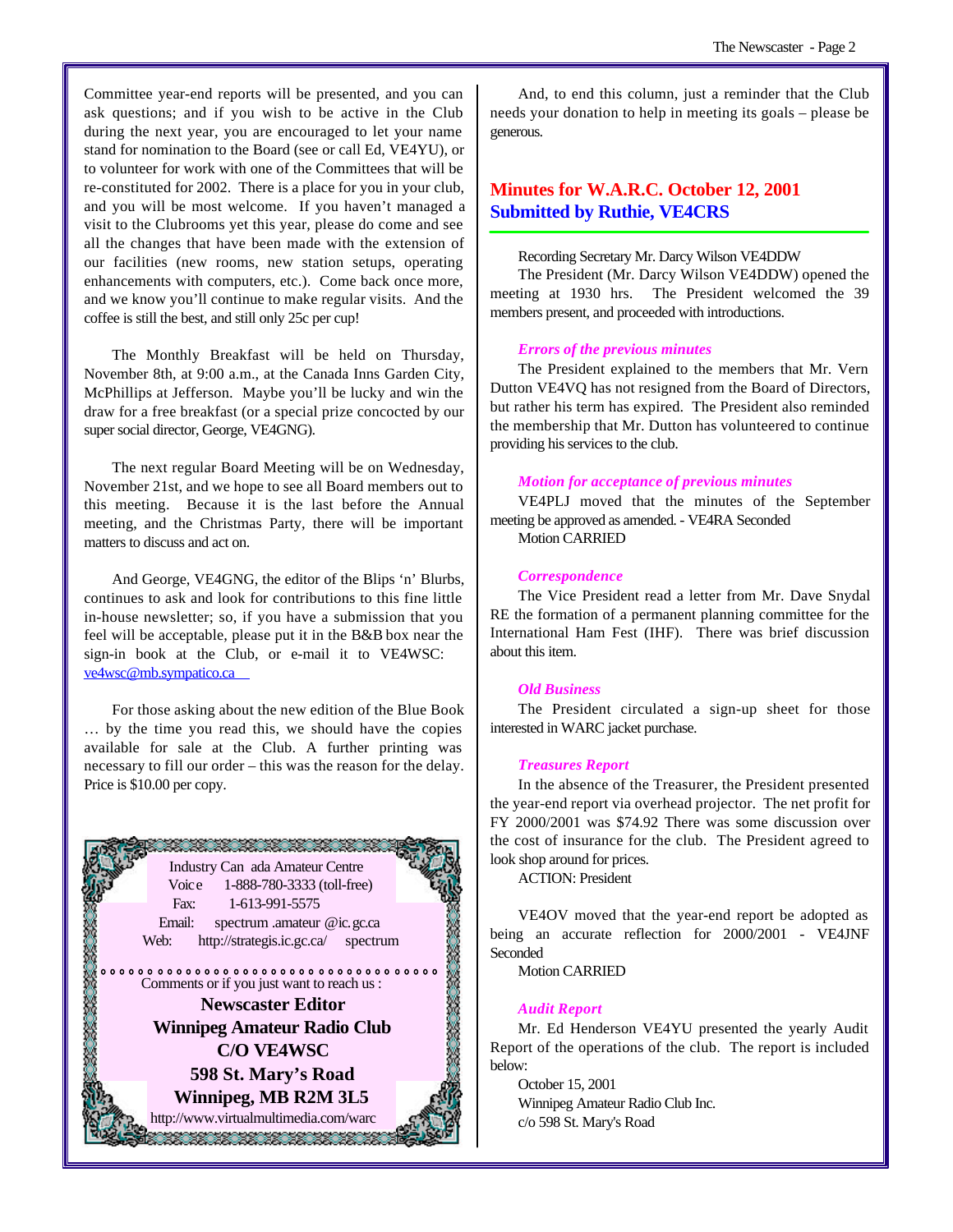Committee year-end reports will be presented, and you can ask questions; and if you wish to be active in the Club during the next year, you are encouraged to let your name stand for nomination to the Board (see or call Ed, VE4YU), or to volunteer for work with one of the Committees that will be re-constituted for 2002. There is a place for you in your club, and you will be most welcome. If you haven't managed a visit to the Clubrooms yet this year, please do come and see all the changes that have been made with the extension of our facilities (new rooms, new station setups, operating enhancements with computers, etc.). Come back once more, and we know you'll continue to make regular visits. And the coffee is still the best, and still only 25c per cup!

The Monthly Breakfast will be held on Thursday, November 8th, at 9:00 a.m., at the Canada Inns Garden City, McPhillips at Jefferson. Maybe you'll be lucky and win the draw for a free breakfast (or a special prize concocted by our super social director, George, VE4GNG).

The next regular Board Meeting will be on Wednesday, November 21st, and we hope to see all Board members out to this meeting. Because it is the last before the Annual meeting, and the Christmas Party, there will be important matters to discuss and act on.

And George, VE4GNG, the editor of the Blips 'n' Blurbs, continues to ask and look for contributions to this fine little in-house newsletter; so, if you have a submission that you feel will be acceptable, please put it in the B&B box near the sign-in book at the Club, or e-mail it to VE4WSC: ve4wsc@mb.sympatico.ca

For those asking about the new edition of the Blue Book … by the time you read this, we should have the copies available for sale at the Club. A further printing was necessary to fill our order – this was the reason for the delay. Price is $10.00 per copy.

Industry Canada Amateur Centre
Voice 1-888-780-3333 (toll-free)
Fax: 1-613-991-5575
Email: spectrum.amateur@ic.gc.ca
Web: http://strategis.ic.gc.ca/spectrum

Comments or if you just want to reach us :

**Newscaster Editor**
**Winnipeg Amateur Radio Club**
**C/O VE4WSC**
**598 St. Mary's Road**
**Winnipeg, MB R2M 3L5**
http://www.virtualmultimedia.com/warc

And, to end this column, just a reminder that the Club needs your donation to help in meeting its goals – please be generous.

## Minutes for W.A.R.C. October 12, 2001
## Submitted by Ruthie, VE4CRS

Recording Secretary Mr. Darcy Wilson VE4DDW

The President (Mr. Darcy Wilson VE4DDW) opened the meeting at 1930 hrs. The President welcomed the 39 members present, and proceeded with introductions.

*Errors of the previous minutes*

The President explained to the members that Mr. Vern Dutton VE4VQ has not resigned from the Board of Directors, but rather his term has expired. The President also reminded the membership that Mr. Dutton has volunteered to continue providing his services to the club.

*Motion for acceptance of previous minutes*

VE4PLJ moved that the minutes of the September meeting be approved as amended. - VE4RA Seconded

Motion CARRIED

*Correspondence*

The Vice President read a letter from Mr. Dave Snydal RE the formation of a permanent planning committee for the International Ham Fest (IHF). There was brief discussion about this item.

*Old Business*

The President circulated a sign-up sheet for those interested in WARC jacket purchase.

*Treasures Report*

In the absence of the Treasurer, the President presented the year-end report via overhead projector. The net profit for FY 2000/2001 was $74.92 There was some discussion over the cost of insurance for the club. The President agreed to look shop around for prices.

ACTION: President

VE4OV moved that the year-end report be adopted as being an accurate reflection for 2000/2001 - VE4JNF Seconded

Motion CARRIED

*Audit Report*

Mr. Ed Henderson VE4YU presented the yearly Audit Report of the operations of the club. The report is included below:

October 15, 2001
Winnipeg Amateur Radio Club Inc.
c/o 598 St. Mary's Road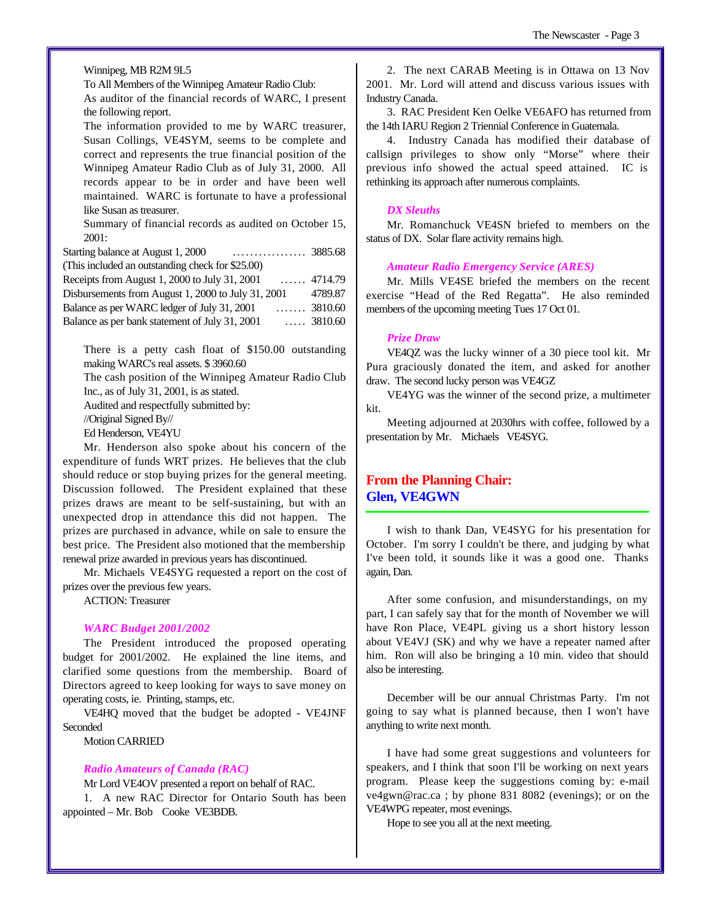Winnipeg, MB R2M 9L5

To All Members of the Winnipeg Amateur Radio Club:

As auditor of the financial records of WARC, I present the following report.

The information provided to me by WARC treasurer, Susan Collings, VE4SYM, seems to be complete and correct and represents the true financial position of the Winnipeg Amateur Radio Club as of July 31, 2000. All records appear to be in order and have been well maintained. WARC is fortunate to have a professional like Susan as treasurer.

Summary of financial records as audited on October 15, 2001:

| | |
|---|---|
| Starting balance at August 1, 2000 ................ | 3885.68 |
| (This included an outstanding check for $25.00) | |
| Receipts from August 1, 2000 to July 31, 2001 ...... | 4714.79 |
| Disbursements from August 1, 2000 to July 31, 2001 | 4789.87 |
| Balance as per WARC ledger of July 31, 2001 ....... | 3810.60 |
| Balance as per bank statement of July 31, 2001 ..... | 3810.60 |

There is a petty cash float of $150.00 outstanding making WARC's real assets. $ 3960.60

The cash position of the Winnipeg Amateur Radio Club Inc., as of July 31, 2001, is as stated.

Audited and respectfully submitted by:

//Original Signed By//

Ed Henderson, VE4YU

Mr. Henderson also spoke about his concern of the expenditure of funds WRT prizes. He believes that the club should reduce or stop buying prizes for the general meeting. Discussion followed. The President explained that these prizes draws are meant to be self-sustaining, but with an unexpected drop in attendance this did not happen. The prizes are purchased in advance, while on sale to ensure the best price. The President also motioned that the membership renewal prize awarded in previous years has discontinued.

Mr. Michaels VE4SYG requested a report on the cost of prizes over the previous few years.

ACTION: Treasurer

### *WARC Budget 2001/2002*

The President introduced the proposed operating budget for 2001/2002. He explained the line items, and clarified some questions from the membership. Board of Directors agreed to keep looking for ways to save money on operating costs, ie. Printing, stamps, etc.

VE4HQ moved that the budget be adopted - VE4JNF Seconded

Motion CARRIED

### *Radio Amateurs of Canada (RAC)*

Mr Lord VE4OV presented a report on behalf of RAC.

1. A new RAC Director for Ontario South has been appointed – Mr. Bob Cooke VE3BDB.

2. The next CARAB Meeting is in Ottawa on 13 Nov 2001. Mr. Lord will attend and discuss various issues with Industry Canada.

3. RAC President Ken Oelke VE6AFO has returned from the 14th IARU Region 2 Triennial Conference in Guatemala.

4. Industry Canada has modified their database of callsign privileges to show only "Morse" where their previous info showed the actual speed attained. IC is rethinking its approach after numerous complaints.

### *DX Sleuths*

Mr. Romanchuck VE4SN briefed to members on the status of DX. Solar flare activity remains high.

### *Amateur Radio Emergency Service (ARES)*

Mr. Mills VE4SE briefed the members on the recent exercise "Head of the Red Regatta". He also reminded members of the upcoming meeting Tues 17 Oct 01.

### *Prize Draw*

VE4QZ was the lucky winner of a 30 piece tool kit. Mr Pura graciously donated the item, and asked for another draw. The second lucky person was VE4GZ

VE4YG was the winner of the second prize, a multimeter kit.

Meeting adjourned at 2030hrs with coffee, followed by a presentation by Mr. Michaels VE4SYG.

## From the Planning Chair: Glen, VE4GWN

I wish to thank Dan, VE4SYG for his presentation for October. I'm sorry I couldn't be there, and judging by what I've been told, it sounds like it was a good one. Thanks again, Dan.

After some confusion, and misunderstandings, on my part, I can safely say that for the month of November we will have Ron Place, VE4PL giving us a short history lesson about VE4VJ (SK) and why we have a repeater named after him. Ron will also be bringing a 10 min. video that should also be interesting.

December will be our annual Christmas Party. I'm not going to say what is planned because, then I won't have anything to write next month.

I have had some great suggestions and volunteers for speakers, and I think that soon I'll be working on next years program. Please keep the suggestions coming by: e-mail ve4gwn@rac.ca ; by phone 831 8082 (evenings); or on the VE4WPG repeater, most evenings.

Hope to see you all at the next meeting.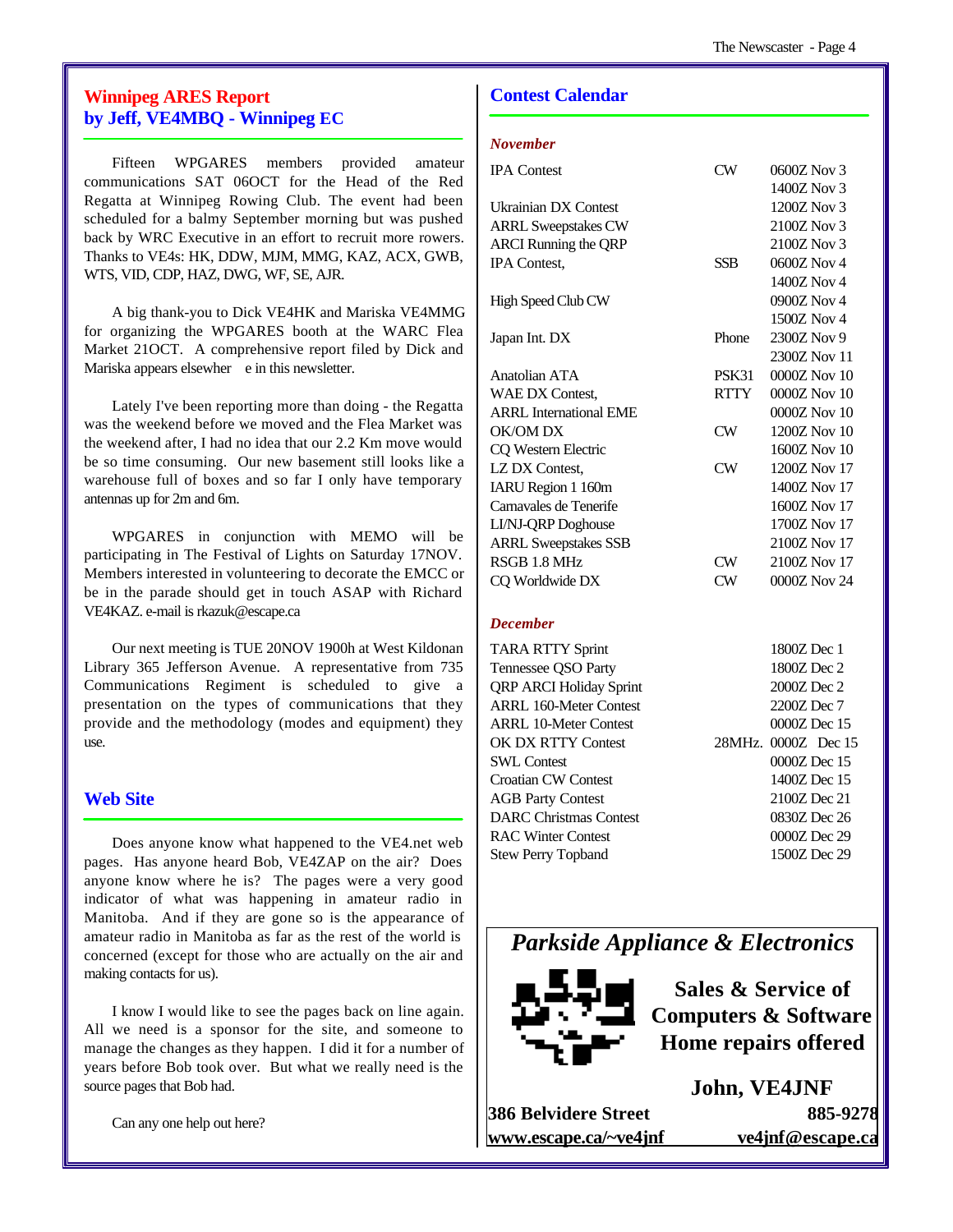## Winnipeg ARES Report
## by Jeff, VE4MBQ - Winnipeg EC

Fifteen WPGARES members provided amateur communications SAT 06OCT for the Head of the Red Regatta at Winnipeg Rowing Club. The event had been scheduled for a balmy September morning but was pushed back by WRC Executive in an effort to recruit more rowers. Thanks to VE4s: HK, DDW, MJM, MMG, KAZ, ACX, GWB, WTS, VID, CDP, HAZ, DWG, WF, SE, AJR.

A big thank-you to Dick VE4HK and Mariska VE4MMG for organizing the WPGARES booth at the WARC Flea Market 21OCT. A comprehensive report filed by Dick and Mariska appears elsewher e in this newsletter.

Lately I've been reporting more than doing - the Regatta was the weekend before we moved and the Flea Market was the weekend after, I had no idea that our 2.2 Km move would be so time consuming. Our new basement still looks like a warehouse full of boxes and so far I only have temporary antennas up for 2m and 6m.

WPGARES in conjunction with MEMO will be participating in The Festival of Lights on Saturday 17NOV. Members interested in volunteering to decorate the EMCC or be in the parade should get in touch ASAP with Richard VE4KAZ. e-mail is rkazuk@escape.ca

Our next meeting is TUE 20NOV 1900h at West Kildonan Library 365 Jefferson Avenue. A representative from 735 Communications Regiment is scheduled to give a presentation on the types of communications that they provide and the methodology (modes and equipment) they use.

## Web Site

Does anyone know what happened to the VE4.net web pages. Has anyone heard Bob, VE4ZAP on the air? Does anyone know where he is? The pages were a very good indicator of what was happening in amateur radio in Manitoba. And if they are gone so is the appearance of amateur radio in Manitoba as far as the rest of the world is concerned (except for those who are actually on the air and making contacts for us).

I know I would like to see the pages back on line again. All we need is a sponsor for the site, and someone to manage the changes as they happen. I did it for a number of years before Bob took over. But what we really need is the source pages that Bob had.

Can any one help out here?

## Contest Calendar

### *November*

| Contest | Mode | Time/Date |
|---|---|---|
| IPA Contest | CW | 0600Z Nov 3 |
| | | 1400Z Nov 3 |
| Ukrainian DX Contest | | 1200Z Nov 3 |
| ARRL Sweepstakes CW | | 2100Z Nov 3 |
| ARCI Running the QRP | | 2100Z Nov 3 |
| IPA Contest, | SSB | 0600Z Nov 4 |
| | | 1400Z Nov 4 |
| High Speed Club CW | | 0900Z Nov 4 |
| | | 1500Z Nov 4 |
| Japan Int. DX | Phone | 2300Z Nov 9 |
| | | 2300Z Nov 11 |
| Anatolian ATA | PSK31 | 0000Z Nov 10 |
| WAE DX Contest, | RTTY | 0000Z Nov 10 |
| ARRL International EME | | 0000Z Nov 10 |
| OK/OM DX | CW | 1200Z Nov 10 |
| CQ Western Electric | | 1600Z Nov 10 |
| LZ DX Contest, | CW | 1200Z Nov 17 |
| IARU Region 1 160m | | 1400Z Nov 17 |
| Carnavales de Tenerife | | 1600Z Nov 17 |
| LI/NJ-QRP Doghouse | | 1700Z Nov 17 |
| ARRL Sweepstakes SSB | | 2100Z Nov 17 |
| RSGB 1.8 MHz | CW | 2100Z Nov 17 |
| CQ Worldwide DX | CW | 0000Z Nov 24 |

### *December*

| Contest | Mode | Time/Date |
|---|---|---|
| TARA RTTY Sprint | | 1800Z Dec 1 |
| Tennessee QSO Party | | 1800Z Dec 2 |
| QRP ARCI Holiday Sprint | | 2000Z Dec 2 |
| ARRL 160-Meter Contest | | 2200Z Dec 7 |
| ARRL 10-Meter Contest | | 0000Z Dec 15 |
| OK DX RTTY Contest | 28MHz. | 0000Z Dec 15 |
| SWL Contest | | 0000Z Dec 15 |
| Croatian CW Contest | | 1400Z Dec 15 |
| AGB Party Contest | | 2100Z Dec 21 |
| DARC Christmas Contest | | 0830Z Dec 26 |
| RAC Winter Contest | | 0000Z Dec 29 |
| Stew Perry Topband | | 1500Z Dec 29 |

***Parkside Appliance & Electronics***

**Sales & Service of Computers & Software Home repairs offered**

**John, VE4JNF**

**386 Belvidere Street** **885-9278**

**www.escape.ca/~ve4jnf** **ve4jnf@escape.ca**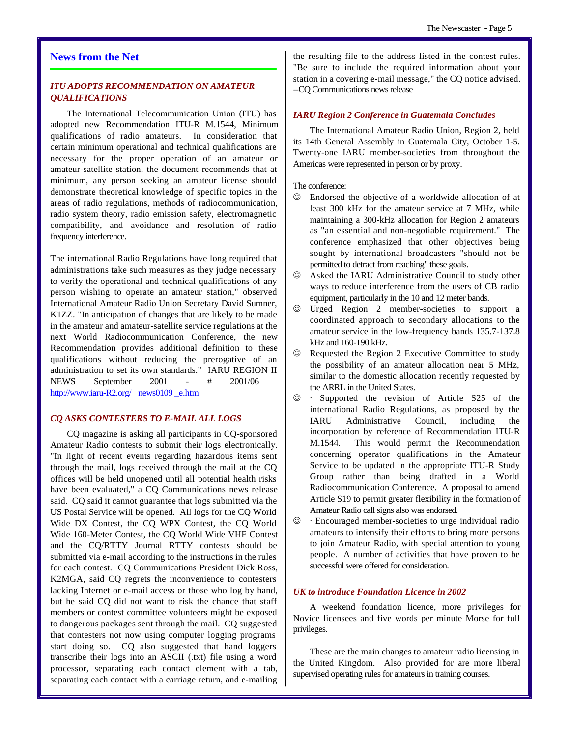## News from the Net

### *ITU ADOPTS RECOMMENDATION ON AMATEUR QUALIFICATIONS*

The International Telecommunication Union (ITU) has adopted new Recommendation ITU-R M.1544, Minimum qualifications of radio amateurs. In consideration that certain minimum operational and technical qualifications are necessary for the proper operation of an amateur or amateur-satellite station, the document recommends that at minimum, any person seeking an amateur license should demonstrate theoretical knowledge of specific topics in the areas of radio regulations, methods of radiocommunication, radio system theory, radio emission safety, electromagnetic compatibility, and avoidance and resolution of radio frequency interference.

The international Radio Regulations have long required that administrations take such measures as they judge necessary to verify the operational and technical qualifications of any person wishing to operate an amateur station," observed International Amateur Radio Union Secretary David Sumner, K1ZZ. "In anticipation of changes that are likely to be made in the amateur and amateur-satellite service regulations at the next World Radiocommunication Conference, the new Recommendation provides additional definition to these qualifications without reducing the prerogative of an administration to set its own standards." IARU REGION II NEWS September 2001 - # 2001/06 http://www.iaru-R2.org/ news0109 _e.htm

### *CQ ASKS CONTESTERS TO E-MAIL ALL LOGS*

CQ magazine is asking all participants in CQ-sponsored Amateur Radio contests to submit their logs electronically. "In light of recent events regarding hazardous items sent through the mail, logs received through the mail at the CQ offices will be held unopened until all potential health risks have been evaluated," a CQ Communications news release said. CQ said it cannot guarantee that logs submitted via the US Postal Service will be opened. All logs for the CQ World Wide DX Contest, the CQ WPX Contest, the CQ World Wide 160-Meter Contest, the CQ World Wide VHF Contest and the CQ/RTTY Journal RTTY contests should be submitted via e-mail according to the instructions in the rules for each contest. CQ Communications President Dick Ross, K2MGA, said CQ regrets the inconvenience to contesters lacking Internet or e-mail access or those who log by hand, but he said CQ did not want to risk the chance that staff members or contest committee volunteers might be exposed to dangerous packages sent through the mail. CQ suggested that contesters not now using computer logging programs start doing so. CQ also suggested that hand loggers transcribe their logs into an ASCII (.txt) file using a word processor, separating each contact element with a tab, separating each contact with a carriage return, and e-mailing the resulting file to the address listed in the contest rules. "Be sure to include the required information about your station in a covering e-mail message," the CQ notice advised. --CQ Communications news release

### *IARU Region 2 Conference in Guatemala Concludes*

The International Amateur Radio Union, Region 2, held its 14th General Assembly in Guatemala City, October 1-5. Twenty-one IARU member-societies from throughout the Americas were represented in person or by proxy.

The conference:

- ☺ Endorsed the objective of a worldwide allocation of at least 300 kHz for the amateur service at 7 MHz, while maintaining a 300-kHz allocation for Region 2 amateurs as "an essential and non-negotiable requirement." The conference emphasized that other objectives being sought by international broadcasters "should not be permitted to detract from reaching" these goals.
- ☺ Asked the IARU Administrative Council to study other ways to reduce interference from the users of CB radio equipment, particularly in the 10 and 12 meter bands.
- ☺ Urged Region 2 member-societies to support a coordinated approach to secondary allocations to the amateur service in the low-frequency bands 135.7-137.8 kHz and 160-190 kHz.
- ☺ Requested the Region 2 Executive Committee to study the possibility of an amateur allocation near 5 MHz, similar to the domestic allocation recently requested by the ARRL in the United States.
- ☺ · Supported the revision of Article S25 of the international Radio Regulations, as proposed by the IARU Administrative Council, including the incorporation by reference of Recommendation ITU-R M.1544. This would permit the Recommendation concerning operator qualifications in the Amateur Service to be updated in the appropriate ITU-R Study Group rather than being drafted in a World Radiocommunication Conference. A proposal to amend Article S19 to permit greater flexibility in the formation of Amateur Radio call signs also was endorsed.
- ☺ · Encouraged member-societies to urge individual radio amateurs to intensify their efforts to bring more persons to join Amateur Radio, with special attention to young people. A number of activities that have proven to be successful were offered for consideration.

### *UK to introduce Foundation Licence in 2002*

A weekend foundation licence, more privileges for Novice licensees and five words per minute Morse for full privileges.

These are the main changes to amateur radio licensing in the United Kingdom. Also provided for are more liberal supervised operating rules for amateurs in training courses.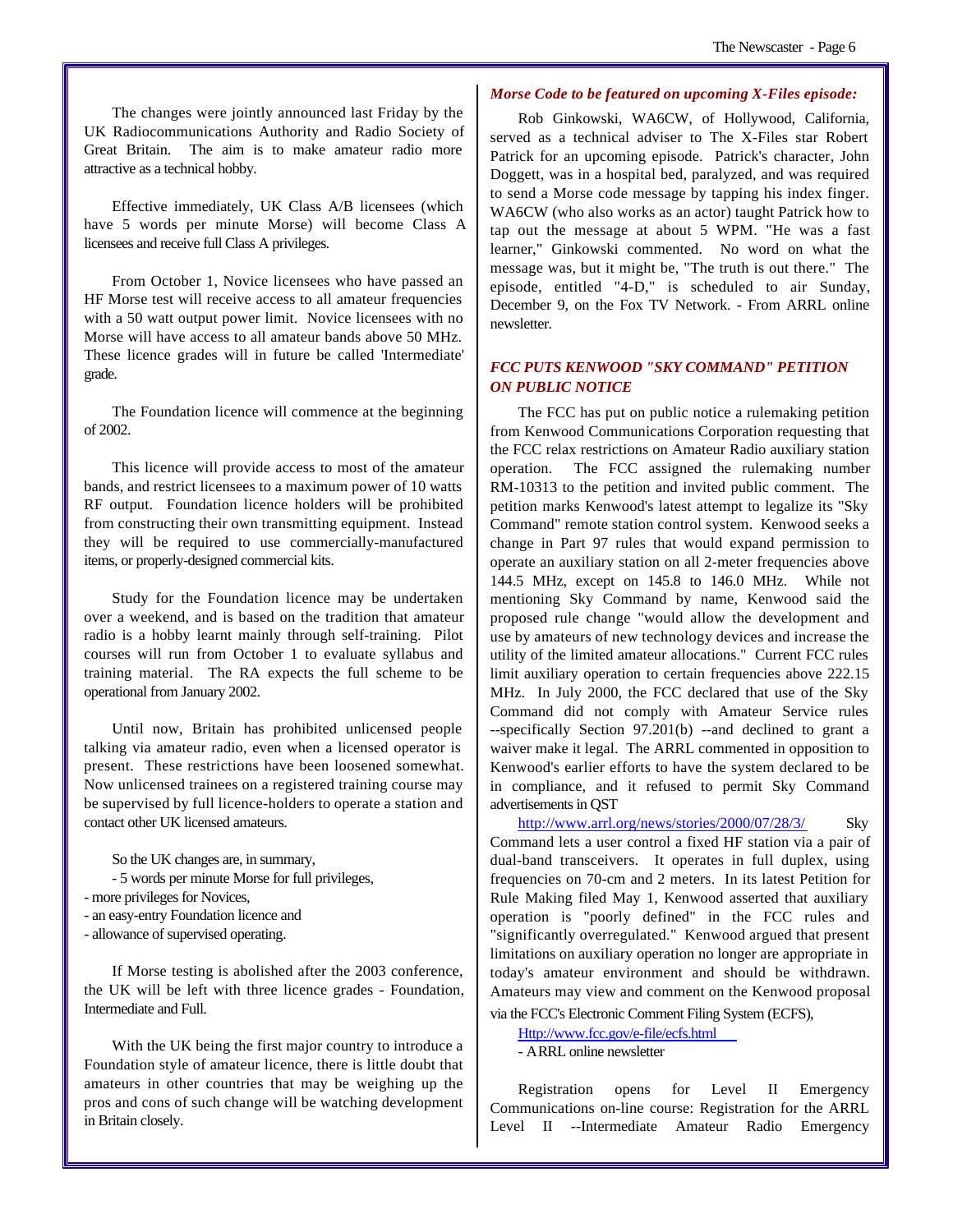The changes were jointly announced last Friday by the UK Radiocommunications Authority and Radio Society of Great Britain. The aim is to make amateur radio more attractive as a technical hobby.

Effective immediately, UK Class A/B licensees (which have 5 words per minute Morse) will become Class A licensees and receive full Class A privileges.

From October 1, Novice licensees who have passed an HF Morse test will receive access to all amateur frequencies with a 50 watt output power limit. Novice licensees with no Morse will have access to all amateur bands above 50 MHz. These licence grades will in future be called 'Intermediate' grade.

The Foundation licence will commence at the beginning of 2002.

This licence will provide access to most of the amateur bands, and restrict licensees to a maximum power of 10 watts RF output. Foundation licence holders will be prohibited from constructing their own transmitting equipment. Instead they will be required to use commercially-manufactured items, or properly-designed commercial kits.

Study for the Foundation licence may be undertaken over a weekend, and is based on the tradition that amateur radio is a hobby learnt mainly through self-training. Pilot courses will run from October 1 to evaluate syllabus and training material. The RA expects the full scheme to be operational from January 2002.

Until now, Britain has prohibited unlicensed people talking via amateur radio, even when a licensed operator is present. These restrictions have been loosened somewhat. Now unlicensed trainees on a registered training course may be supervised by full licence-holders to operate a station and contact other UK licensed amateurs.

So the UK changes are, in summary,

- 5 words per minute Morse for full privileges,
- more privileges for Novices,
- an easy-entry Foundation licence and
- allowance of supervised operating.

If Morse testing is abolished after the 2003 conference, the UK will be left with three licence grades - Foundation, Intermediate and Full.

With the UK being the first major country to introduce a Foundation style of amateur licence, there is little doubt that amateurs in other countries that may be weighing up the pros and cons of such change will be watching development in Britain closely.

### *Morse Code to be featured on upcoming X-Files episode:*

Rob Ginkowski, WA6CW, of Hollywood, California, served as a technical adviser to The X-Files star Robert Patrick for an upcoming episode. Patrick's character, John Doggett, was in a hospital bed, paralyzed, and was required to send a Morse code message by tapping his index finger. WA6CW (who also works as an actor) taught Patrick how to tap out the message at about 5 WPM. "He was a fast learner," Ginkowski commented. No word on what the message was, but it might be, "The truth is out there." The episode, entitled "4-D," is scheduled to air Sunday, December 9, on the Fox TV Network. - From ARRL online newsletter.

### *FCC PUTS KENWOOD "SKY COMMAND" PETITION ON PUBLIC NOTICE*

The FCC has put on public notice a rulemaking petition from Kenwood Communications Corporation requesting that the FCC relax restrictions on Amateur Radio auxiliary station operation. The FCC assigned the rulemaking number RM-10313 to the petition and invited public comment. The petition marks Kenwood's latest attempt to legalize its "Sky Command" remote station control system. Kenwood seeks a change in Part 97 rules that would expand permission to operate an auxiliary station on all 2-meter frequencies above 144.5 MHz, except on 145.8 to 146.0 MHz. While not mentioning Sky Command by name, Kenwood said the proposed rule change "would allow the development and use by amateurs of new technology devices and increase the utility of the limited amateur allocations." Current FCC rules limit auxiliary operation to certain frequencies above 222.15 MHz. In July 2000, the FCC declared that use of the Sky Command did not comply with Amateur Service rules --specifically Section 97.201(b) --and declined to grant a waiver make it legal. The ARRL commented in opposition to Kenwood's earlier efforts to have the system declared to be in compliance, and it refused to permit Sky Command advertisements in QST

http://www.arrl.org/news/stories/2000/07/28/3/ Sky Command lets a user control a fixed HF station via a pair of dual-band transceivers. It operates in full duplex, using frequencies on 70-cm and 2 meters. In its latest Petition for Rule Making filed May 1, Kenwood asserted that auxiliary operation is "poorly defined" in the FCC rules and "significantly overregulated." Kenwood argued that present limitations on auxiliary operation no longer are appropriate in today's amateur environment and should be withdrawn. Amateurs may view and comment on the Kenwood proposal via the FCC's Electronic Comment Filing System (ECFS),

Http://www.fcc.gov/e-file/ecfs.html

- ARRL online newsletter

Registration opens for Level II Emergency Communications on-line course: Registration for the ARRL Level II --Intermediate Amateur Radio Emergency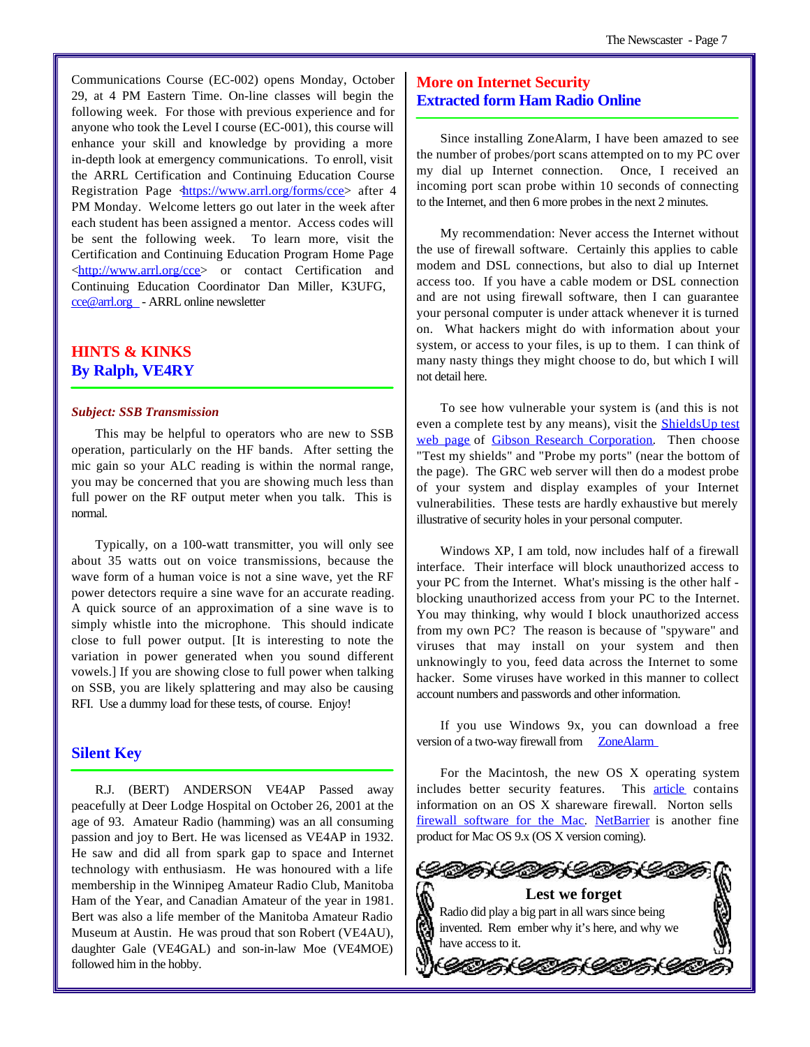Communications Course (EC-002) opens Monday, October 29, at 4 PM Eastern Time. On-line classes will begin the following week. For those with previous experience and for anyone who took the Level I course (EC-001), this course will enhance your skill and knowledge by providing a more in-depth look at emergency communications. To enroll, visit the ARRL Certification and Continuing Education Course Registration Page <https://www.arrl.org/forms/cce> after 4 PM Monday. Welcome letters go out later in the week after each student has been assigned a mentor. Access codes will be sent the following week. To learn more, visit the Certification and Continuing Education Program Home Page <http://www.arrl.org/cce> or contact Certification and Continuing Education Coordinator Dan Miller, K3UFG, cce@arrl.org - ARRL online newsletter

## HINTS & KINKS
## By Ralph, VE4RY

***Subject: SSB Transmission***

This may be helpful to operators who are new to SSB operation, particularly on the HF bands. After setting the mic gain so your ALC reading is within the normal range, you may be concerned that you are showing much less than full power on the RF output meter when you talk. This is normal.

Typically, on a 100-watt transmitter, you will only see about 35 watts out on voice transmissions, because the wave form of a human voice is not a sine wave, yet the RF power detectors require a sine wave for an accurate reading. A quick source of an approximation of a sine wave is to simply whistle into the microphone. This should indicate close to full power output. [It is interesting to note the variation in power generated when you sound different vowels.] If you are showing close to full power when talking on SSB, you are likely splattering and may also be causing RFI. Use a dummy load for these tests, of course. Enjoy!

## Silent Key

R.J. (BERT) ANDERSON VE4AP Passed away peacefully at Deer Lodge Hospital on October 26, 2001 at the age of 93. Amateur Radio (hamming) was an all consuming passion and joy to Bert. He was licensed as VE4AP in 1932. He saw and did all from spark gap to space and Internet technology with enthusiasm. He was honoured with a life membership in the Winnipeg Amateur Radio Club, Manitoba Ham of the Year, and Canadian Amateur of the year in 1981. Bert was also a life member of the Manitoba Amateur Radio Museum at Austin. He was proud that son Robert (VE4AU), daughter Gale (VE4GAL) and son-in-law Moe (VE4MOE) followed him in the hobby.

## More on Internet Security
## Extracted form Ham Radio Online

Since installing ZoneAlarm, I have been amazed to see the number of probes/port scans attempted on to my PC over my dial up Internet connection. Once, I received an incoming port scan probe within 10 seconds of connecting to the Internet, and then 6 more probes in the next 2 minutes.

My recommendation: Never access the Internet without the use of firewall software. Certainly this applies to cable modem and DSL connections, but also to dial up Internet access too. If you have a cable modem or DSL connection and are not using firewall software, then I can guarantee your personal computer is under attack whenever it is turned on. What hackers might do with information about your system, or access to your files, is up to them. I can think of many nasty things they might choose to do, but which I will not detail here.

To see how vulnerable your system is (and this is not even a complete test by any means), visit the ShieldsUp test web page of Gibson Research Corporation. Then choose "Test my shields" and "Probe my ports" (near the bottom of the page). The GRC web server will then do a modest probe of your system and display examples of your Internet vulnerabilities. These tests are hardly exhaustive but merely illustrative of security holes in your personal computer.

Windows XP, I am told, now includes half of a firewall interface. Their interface will block unauthorized access to your PC from the Internet. What's missing is the other half - blocking unauthorized access from your PC to the Internet. You may thinking, why would I block unauthorized access from my own PC? The reason is because of "spyware" and viruses that may install on your system and then unknowingly to you, feed data across the Internet to some hacker. Some viruses have worked in this manner to collect account numbers and passwords and other information.

If you use Windows 9x, you can download a free version of a two-way firewall from ZoneAlarm

For the Macintosh, the new OS X operating system includes better security features. This article contains information on an OS X shareware firewall. Norton sells firewall software for the Mac. NetBarrier is another fine product for Mac OS 9.x (OS X version coming).

**Lest we forget**

Radio did play a big part in all wars since being invented. Rem ember why it's here, and why we have access to it.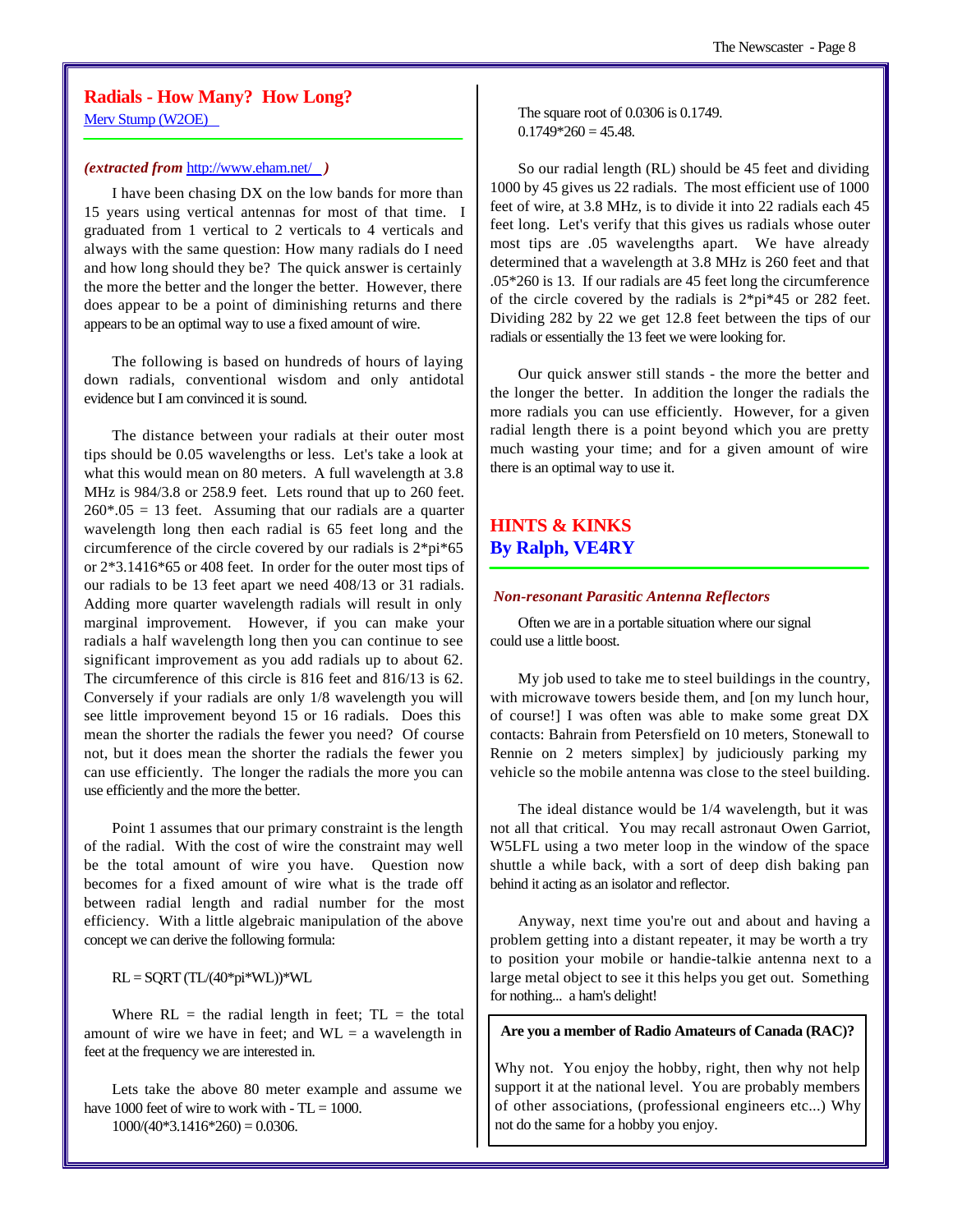## Radials - How Many? How Long?

Merv Stump (W2OE)

*(extracted from http://www.eham.net/ )*

I have been chasing DX on the low bands for more than 15 years using vertical antennas for most of that time. I graduated from 1 vertical to 2 verticals to 4 verticals and always with the same question: How many radials do I need and how long should they be? The quick answer is certainly the more the better and the longer the better. However, there does appear to be a point of diminishing returns and there appears to be an optimal way to use a fixed amount of wire.

The following is based on hundreds of hours of laying down radials, conventional wisdom and only antidotal evidence but I am convinced it is sound.

The distance between your radials at their outer most tips should be 0.05 wavelengths or less. Let's take a look at what this would mean on 80 meters. A full wavelength at 3.8 MHz is 984/3.8 or 258.9 feet. Lets round that up to 260 feet. 260*.05 = 13 feet. Assuming that our radials are a quarter wavelength long then each radial is 65 feet long and the circumference of the circle covered by our radials is 2*pi*65 or 2*3.1416*65 or 408 feet. In order for the outer most tips of our radials to be 13 feet apart we need 408/13 or 31 radials. Adding more quarter wavelength radials will result in only marginal improvement. However, if you can make your radials a half wavelength long then you can continue to see significant improvement as you add radials up to about 62. The circumference of this circle is 816 feet and 816/13 is 62. Conversely if your radials are only 1/8 wavelength you will see little improvement beyond 15 or 16 radials. Does this mean the shorter the radials the fewer you need? Of course not, but it does mean the shorter the radials the fewer you can use efficiently. The longer the radials the more you can use efficiently and the more the better.

Point 1 assumes that our primary constraint is the length of the radial. With the cost of wire the constraint may well be the total amount of wire you have. Question now becomes for a fixed amount of wire what is the trade off between radial length and radial number for the most efficiency. With a little algebraic manipulation of the above concept we can derive the following formula:

RL = SQRT (TL/(40*pi*WL))*WL

Where RL = the radial length in feet; TL = the total amount of wire we have in feet; and WL = a wavelength in feet at the frequency we are interested in.

Lets take the above 80 meter example and assume we have 1000 feet of wire to work with - TL = 1000.

1000/(40*3.1416*260) = 0.0306.

The square root of 0.0306 is 0.1749.
0.1749*260 = 45.48.

So our radial length (RL) should be 45 feet and dividing 1000 by 45 gives us 22 radials. The most efficient use of 1000 feet of wire, at 3.8 MHz, is to divide it into 22 radials each 45 feet long. Let's verify that this gives us radials whose outer most tips are .05 wavelengths apart. We have already determined that a wavelength at 3.8 MHz is 260 feet and that .05*260 is 13. If our radials are 45 feet long the circumference of the circle covered by the radials is 2*pi*45 or 282 feet. Dividing 282 by 22 we get 12.8 feet between the tips of our radials or essentially the 13 feet we were looking for.

Our quick answer still stands - the more the better and the longer the better. In addition the longer the radials the more radials you can use efficiently. However, for a given radial length there is a point beyond which you are pretty much wasting your time; and for a given amount of wire there is an optimal way to use it.

## HINTS & KINKS
## By Ralph, VE4RY

***Non-resonant Parasitic Antenna Reflectors***

Often we are in a portable situation where our signal could use a little boost.

My job used to take me to steel buildings in the country, with microwave towers beside them, and [on my lunch hour, of course!] I was often able to make some great DX contacts: Bahrain from Petersfield on 10 meters, Stonewall to Rennie on 2 meters simplex] by judiciously parking my vehicle so the mobile antenna was close to the steel building.

The ideal distance would be 1/4 wavelength, but it was not all that critical. You may recall astronaut Owen Garriot, W5LFL using a two meter loop in the window of the space shuttle a while back, with a sort of deep dish baking pan behind it acting as an isolator and reflector.

Anyway, next time you're out and about and having a problem getting into a distant repeater, it may be worth a try to position your mobile or handie-talkie antenna next to a large metal object to see it this helps you get out. Something for nothing... a ham's delight!

**Are you a member of Radio Amateurs of Canada (RAC)?**

Why not. You enjoy the hobby, right, then why not help support it at the national level. You are probably members of other associations, (professional engineers etc...) Why not do the same for a hobby you enjoy.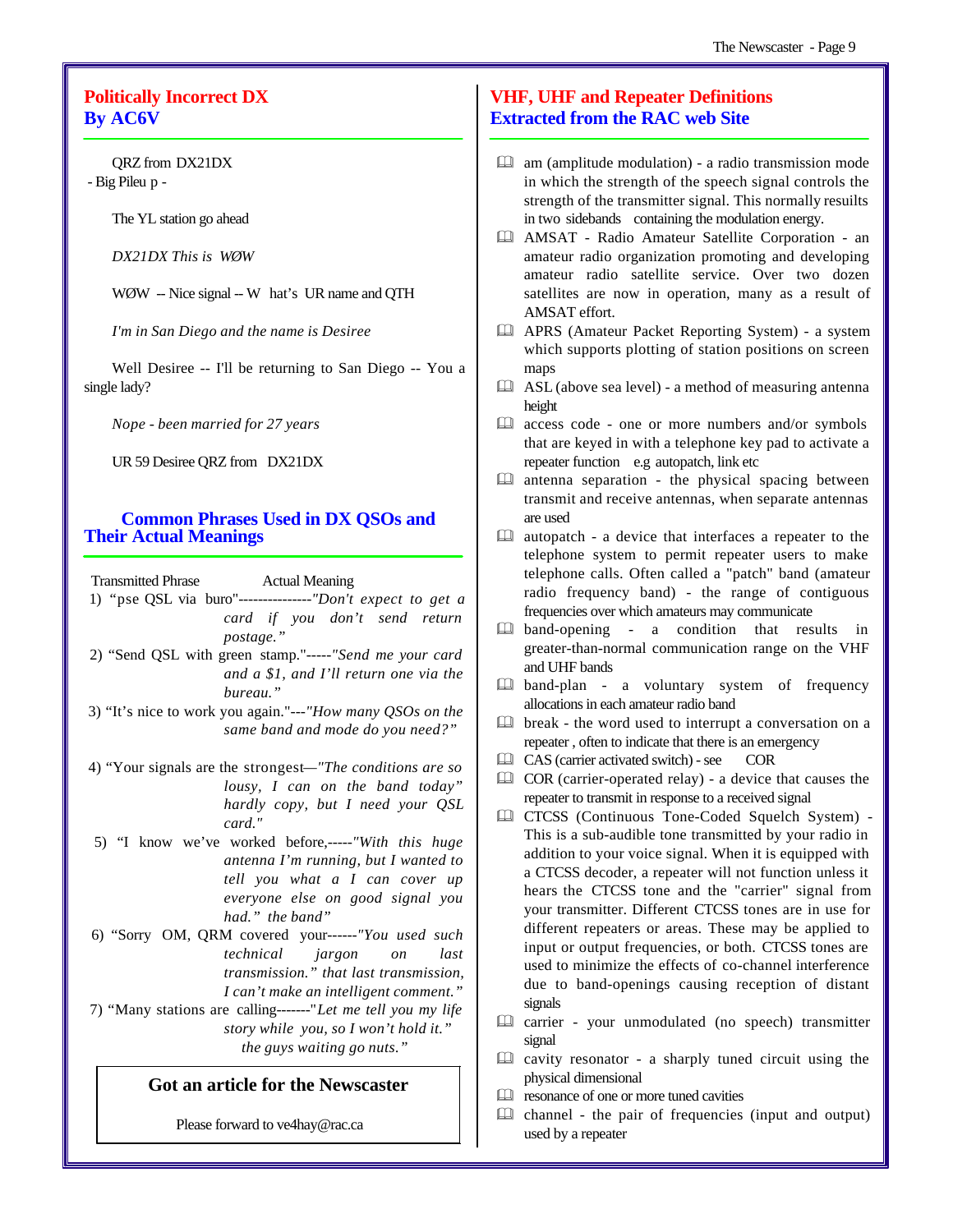## Politically Incorrect DX
## By AC6V

QRZ from DX21DX
- Big Pileu p -

The YL station go ahead

*DX21DX This is WØW*

WØW -- Nice signal -- W hat's UR name and QTH

*I'm in San Diego and the name is Desiree*

Well Desiree -- I'll be returning to San Diego -- You a single lady?

*Nope - been married for 27 years*

UR 59 Desiree QRZ from DX21DX

## Common Phrases Used in DX QSOs and Their Actual Meanings

Transmitted Phrase — Actual Meaning

1) "pse QSL via buro"---------------*"Don't expect to get a card if you don't send return postage."*
2) "Send QSL with green stamp."-----*"Send me your card and a $1, and I'll return one via the bureau."*
3) "It's nice to work you again."---*"How many QSOs on the same band and mode do you need?"*
4) "Your signals are the strongest—*"The conditions are so lousy, I can on the band today" hardly copy, but I need your QSL card."*
5) "I know we've worked before,-----*"With this huge antenna I'm running, but I wanted to tell you what a I can cover up everyone else on good signal you had." the band"*
6) "Sorry OM, QRM covered your------*"You used such technical jargon on last transmission." that last transmission, I can't make an intelligent comment."*
7) "Many stations are calling-------*"Let me tell you my life story while you, so I won't hold it." the guys waiting go nuts."*

**Got an article for the Newscaster**

Please forward to ve4hay@rac.ca

## VHF, UHF and Repeater Definitions
## Extracted from the RAC web Site

- am (amplitude modulation) - a radio transmission mode in which the strength of the speech signal controls the strength of the transmitter signal. This normally resuilts in two sidebands containing the modulation energy.
- AMSAT - Radio Amateur Satellite Corporation - an amateur radio organization promoting and developing amateur radio satellite service. Over two dozen satellites are now in operation, many as a result of AMSAT effort.
- APRS (Amateur Packet Reporting System) - a system which supports plotting of station positions on screen maps
- ASL (above sea level) - a method of measuring antenna height
- access code - one or more numbers and/or symbols that are keyed in with a telephone key pad to activate a repeater function e.g autopatch, link etc
- antenna separation - the physical spacing between transmit and receive antennas, when separate antennas are used
- autopatch - a device that interfaces a repeater to the telephone system to permit repeater users to make telephone calls. Often called a "patch" band (amateur radio frequency band) - the range of contiguous frequencies over which amateurs may communicate
- band-opening - a condition that results in greater-than-normal communication range on the VHF and UHF bands
- band-plan - a voluntary system of frequency allocations in each amateur radio band
- break - the word used to interrupt a conversation on a repeater , often to indicate that there is an emergency
- CAS (carrier activated switch) - see COR
- COR (carrier-operated relay) - a device that causes the repeater to transmit in response to a received signal
- CTCSS (Continuous Tone-Coded Squelch System) - This is a sub-audible tone transmitted by your radio in addition to your voice signal. When it is equipped with a CTCSS decoder, a repeater will not function unless it hears the CTCSS tone and the "carrier" signal from your transmitter. Different CTCSS tones are in use for different repeaters or areas. These may be applied to input or output frequencies, or both. CTCSS tones are used to minimize the effects of co-channel interference due to band-openings causing reception of distant signals
- carrier - your unmodulated (no speech) transmitter signal
- cavity resonator - a sharply tuned circuit using the physical dimensional
- resonance of one or more tuned cavities
- channel - the pair of frequencies (input and output) used by a repeater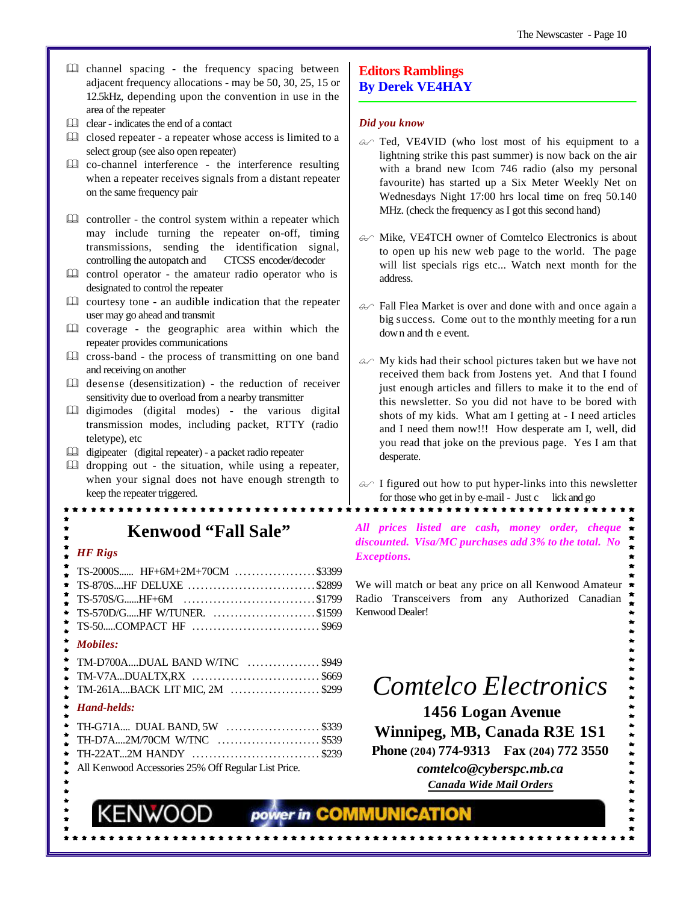- channel spacing - the frequency spacing between adjacent frequency allocations - may be 50, 30, 25, 15 or 12.5kHz, depending upon the convention in use in the area of the repeater
- clear - indicates the end of a contact
- closed repeater - a repeater whose access is limited to a select group (see also open repeater)
- co-channel interference - the interference resulting when a repeater receives signals from a distant repeater on the same frequency pair
- controller - the control system within a repeater which may include turning the repeater on-off, timing transmissions, sending the identification signal, controlling the autopatch and CTCSS encoder/decoder
- control operator - the amateur radio operator who is designated to control the repeater
- courtesy tone - an audible indication that the repeater user may go ahead and transmit
- coverage - the geographic area within which the repeater provides communications
- cross-band - the process of transmitting on one band and receiving on another
- desense (desensitization) - the reduction of receiver sensitivity due to overload from a nearby transmitter
- digimodes (digital modes) - the various digital transmission modes, including packet, RTTY (radio teletype), etc
- digipeater (digital repeater) - a packet radio repeater
- dropping out - the situation, while using a repeater, when your signal does not have enough strength to keep the repeater triggered.

## Editors Ramblings
## By Derek VE4HAY

***Did you know***

- Ted, VE4VID (who lost most of his equipment to a lightning strike this past summer) is now back on the air with a brand new Icom 746 radio (also my personal favourite) has started up a Six Meter Weekly Net on Wednesdays Night 17:00 hrs local time on freq 50.140 MHz. (check the frequency as I got this second hand)

- Mike, VE4TCH owner of Comtelco Electronics is about to open up his new web page to the world. The page will list specials rigs etc... Watch next month for the address.

- Fall Flea Market is over and done with and once again a big success. Come out to the monthly meeting for a run down and th e event.

- My kids had their school pictures taken but we have not received them back from Jostens yet. And that I found just enough articles and fillers to make it to the end of this newsletter. So you did not have to be bored with shots of my kids. What am I getting at - I need articles and I need them now!!! How desperate am I, well, did you read that joke on the previous page. Yes I am that desperate.

- I figured out how to put hyper-links into this newsletter for those who get in by e-mail - Just c lick and go

# Kenwood "Fall Sale"

***HF Rigs***

| | |
|---|---|
| TS-2000S...... HF+6M+2M+70CM | $3399 |
| TS-870S....HF DELUXE | $2899 |
| TS-570S/G......HF+6M | $1799 |
| TS-570D/G.....HF W/TUNER. | $1599 |
| TS-50.....COMPACT HF | $969 |

***Mobiles:***

| | |
|---|---|
| TM-D700A....DUAL BAND W/TNC | $949 |
| TM-V7A...DUALTX,RX | $669 |
| TM-261A....BACK LIT MIC, 2M | $299 |

***Hand-helds:***

| | |
|---|---|
| TH-G71A.... DUAL BAND, 5W | $339 |
| TH-D7A....2M/70CM W/TNC | $539 |
| TH-22AT...2M HANDY | $239 |

All Kenwood Accessories 25% Off Regular List Price.

***All prices listed are cash, money order, cheque discounted. Visa/MC purchases add 3% to the total. No Exceptions.***

We will match or beat any price on all Kenwood Amateur Radio Transceivers from any Authorized Canadian Kenwood Dealer!

*Comtelco Electronics*

**1456 Logan Avenue**

**Winnipeg, MB, Canada R3E 1S1**

**Phone (204) 774-9313 Fax (204) 772 3550**

***comtelco@cyberspc.mb.ca***

***Canada Wide Mail Orders***

KENWOOD power in COMMUNICATION